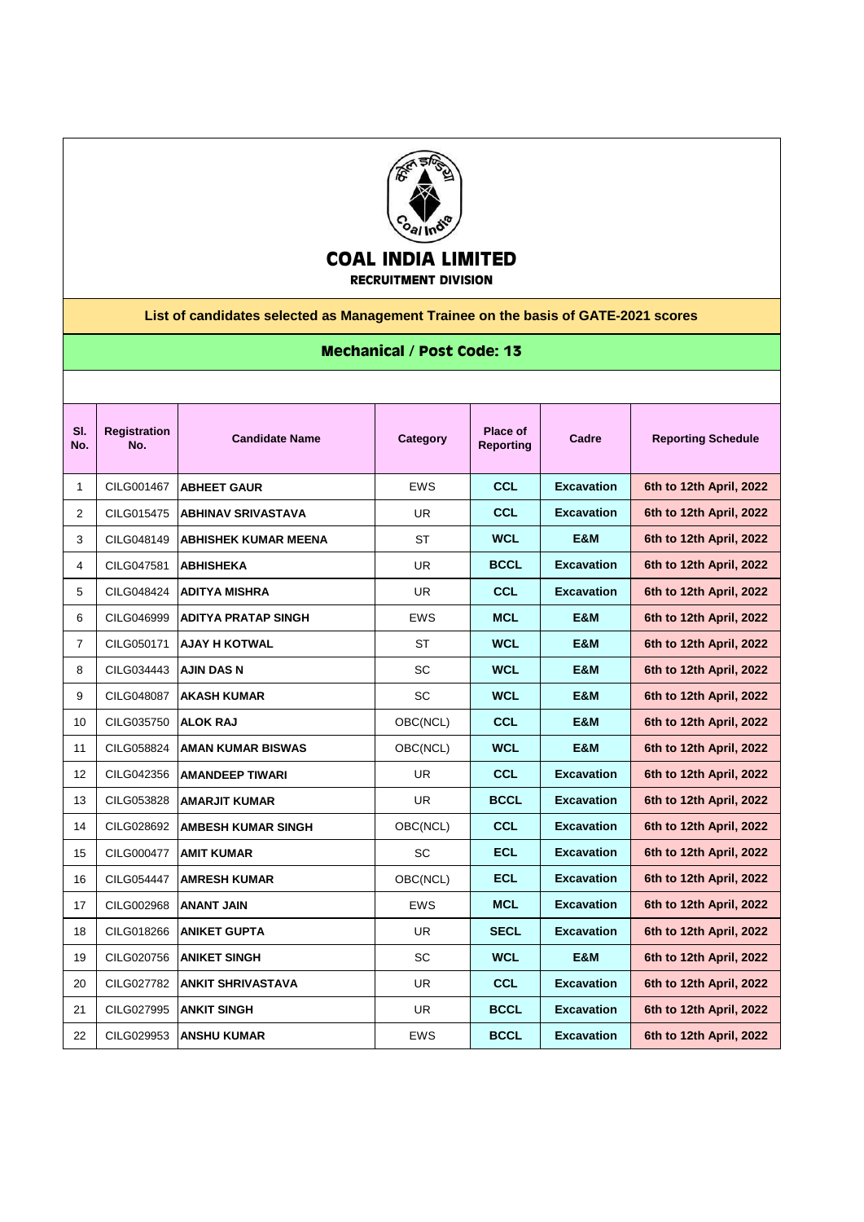# COAL INDIA LIMITED

### RECRUITMENT DIVISION

**List of candidates selected as Management Trainee on the basis of GATE-2021 scores**

**Mechanical / Post Code: 13**

| Sl. No. | Registration No. | Candidate Name | Category | Place of Reporting | Cadre | Reporting Schedule |
|---|---|---|---|---|---|---|
| 1 | CILG001467 | ABHEET GAUR | EWS | CCL | Excavation | 6th to 12th April, 2022 |
| 2 | CILG015475 | ABHINAV SRIVASTAVA | UR | CCL | Excavation | 6th to 12th April, 2022 |
| 3 | CILG048149 | ABHISHEK KUMAR MEENA | ST | WCL | E&M | 6th to 12th April, 2022 |
| 4 | CILG047581 | ABHISHEKA | UR | BCCL | Excavation | 6th to 12th April, 2022 |
| 5 | CILG048424 | ADITYA MISHRA | UR | CCL | Excavation | 6th to 12th April, 2022 |
| 6 | CILG046999 | ADITYA PRATAP SINGH | EWS | MCL | E&M | 6th to 12th April, 2022 |
| 7 | CILG050171 | AJAY H KOTWAL | ST | WCL | E&M | 6th to 12th April, 2022 |
| 8 | CILG034443 | AJIN DAS N | SC | WCL | E&M | 6th to 12th April, 2022 |
| 9 | CILG048087 | AKASH KUMAR | SC | WCL | E&M | 6th to 12th April, 2022 |
| 10 | CILG035750 | ALOK RAJ | OBC(NCL) | CCL | E&M | 6th to 12th April, 2022 |
| 11 | CILG058824 | AMAN KUMAR BISWAS | OBC(NCL) | WCL | E&M | 6th to 12th April, 2022 |
| 12 | CILG042356 | AMANDEEP TIWARI | UR | CCL | Excavation | 6th to 12th April, 2022 |
| 13 | CILG053828 | AMARJIT KUMAR | UR | BCCL | Excavation | 6th to 12th April, 2022 |
| 14 | CILG028692 | AMBESH KUMAR SINGH | OBC(NCL) | CCL | Excavation | 6th to 12th April, 2022 |
| 15 | CILG000477 | AMIT KUMAR | SC | ECL | Excavation | 6th to 12th April, 2022 |
| 16 | CILG054447 | AMRESH KUMAR | OBC(NCL) | ECL | Excavation | 6th to 12th April, 2022 |
| 17 | CILG002968 | ANANT JAIN | EWS | MCL | Excavation | 6th to 12th April, 2022 |
| 18 | CILG018266 | ANIKET GUPTA | UR | SECL | Excavation | 6th to 12th April, 2022 |
| 19 | CILG020756 | ANIKET SINGH | SC | WCL | E&M | 6th to 12th April, 2022 |
| 20 | CILG027782 | ANKIT SHRIVASTAVA | UR | CCL | Excavation | 6th to 12th April, 2022 |
| 21 | CILG027995 | ANKIT SINGH | UR | BCCL | Excavation | 6th to 12th April, 2022 |
| 22 | CILG029953 | ANSHU KUMAR | EWS | BCCL | Excavation | 6th to 12th April, 2022 |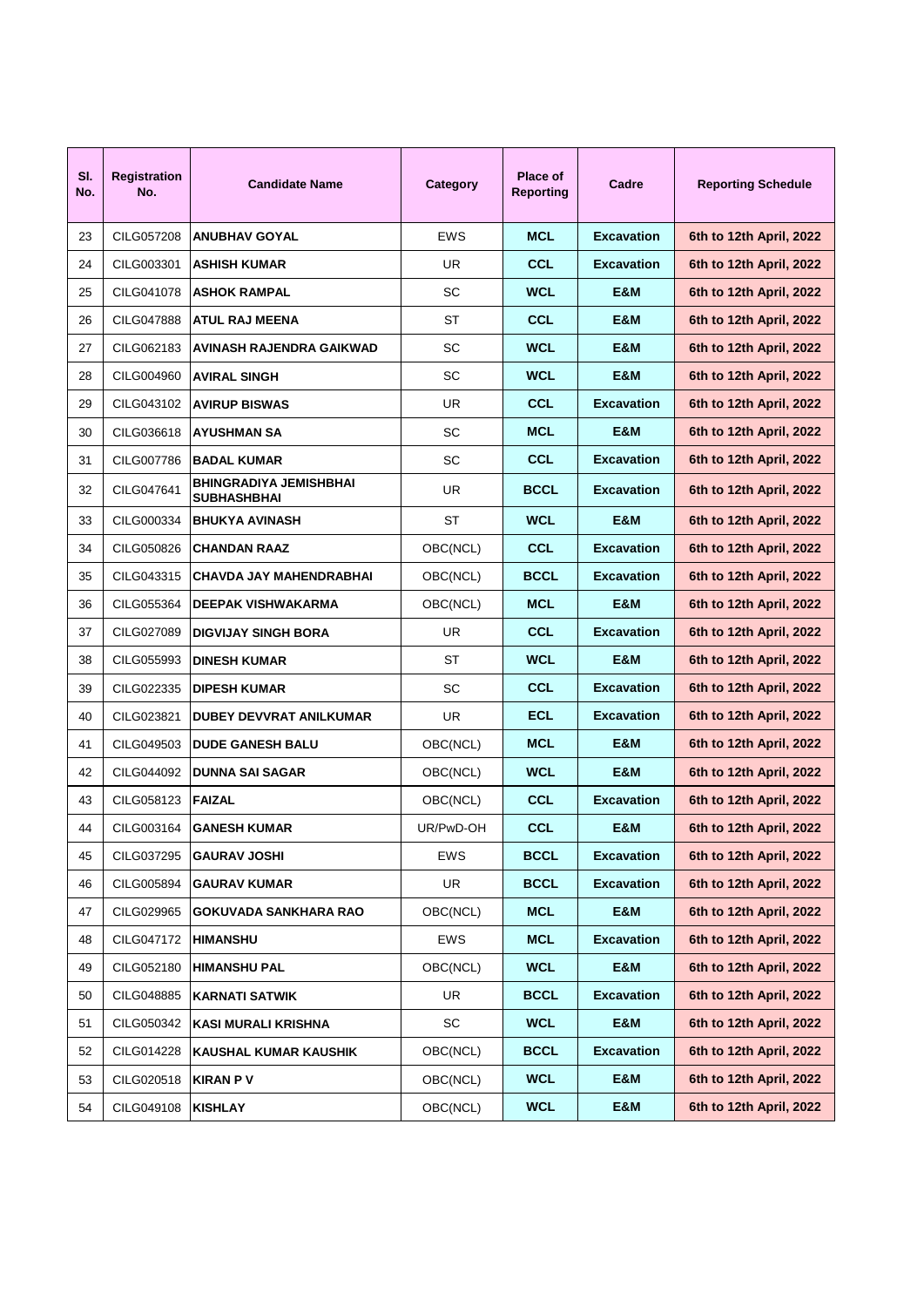| Sl. No. | Registration No. | Candidate Name | Category | Place of Reporting | Cadre | Reporting Schedule |
|---|---|---|---|---|---|---|
| 23 | CILG057208 | ANUBHAV GOYAL | EWS | MCL | Excavation | 6th to 12th April, 2022 |
| 24 | CILG003301 | ASHISH KUMAR | UR | CCL | Excavation | 6th to 12th April, 2022 |
| 25 | CILG041078 | ASHOK RAMPAL | SC | WCL | E&M | 6th to 12th April, 2022 |
| 26 | CILG047888 | ATUL RAJ MEENA | ST | CCL | E&M | 6th to 12th April, 2022 |
| 27 | CILG062183 | AVINASH RAJENDRA GAIKWAD | SC | WCL | E&M | 6th to 12th April, 2022 |
| 28 | CILG004960 | AVIRAL SINGH | SC | WCL | E&M | 6th to 12th April, 2022 |
| 29 | CILG043102 | AVIRUP BISWAS | UR | CCL | Excavation | 6th to 12th April, 2022 |
| 30 | CILG036618 | AYUSHMAN SA | SC | MCL | E&M | 6th to 12th April, 2022 |
| 31 | CILG007786 | BADAL KUMAR | SC | CCL | Excavation | 6th to 12th April, 2022 |
| 32 | CILG047641 | BHINGRADIYA JEMISHBHAI SUBHASHBHAI | UR | BCCL | Excavation | 6th to 12th April, 2022 |
| 33 | CILG000334 | BHUKYA AVINASH | ST | WCL | E&M | 6th to 12th April, 2022 |
| 34 | CILG050826 | CHANDAN RAAZ | OBC(NCL) | CCL | Excavation | 6th to 12th April, 2022 |
| 35 | CILG043315 | CHAVDA JAY MAHENDRABHAI | OBC(NCL) | BCCL | Excavation | 6th to 12th April, 2022 |
| 36 | CILG055364 | DEEPAK VISHWAKARMA | OBC(NCL) | MCL | E&M | 6th to 12th April, 2022 |
| 37 | CILG027089 | DIGVIJAY SINGH BORA | UR | CCL | Excavation | 6th to 12th April, 2022 |
| 38 | CILG055993 | DINESH KUMAR | ST | WCL | E&M | 6th to 12th April, 2022 |
| 39 | CILG022335 | DIPESH KUMAR | SC | CCL | Excavation | 6th to 12th April, 2022 |
| 40 | CILG023821 | DUBEY DEVVRAT ANILKUMAR | UR | ECL | Excavation | 6th to 12th April, 2022 |
| 41 | CILG049503 | DUDE GANESH BALU | OBC(NCL) | MCL | E&M | 6th to 12th April, 2022 |
| 42 | CILG044092 | DUNNA SAI SAGAR | OBC(NCL) | WCL | E&M | 6th to 12th April, 2022 |
| 43 | CILG058123 | FAIZAL | OBC(NCL) | CCL | Excavation | 6th to 12th April, 2022 |
| 44 | CILG003164 | GANESH KUMAR | UR/PwD-OH | CCL | E&M | 6th to 12th April, 2022 |
| 45 | CILG037295 | GAURAV JOSHI | EWS | BCCL | Excavation | 6th to 12th April, 2022 |
| 46 | CILG005894 | GAURAV KUMAR | UR | BCCL | Excavation | 6th to 12th April, 2022 |
| 47 | CILG029965 | GOKUVADA SANKHARA RAO | OBC(NCL) | MCL | E&M | 6th to 12th April, 2022 |
| 48 | CILG047172 | HIMANSHU | EWS | MCL | Excavation | 6th to 12th April, 2022 |
| 49 | CILG052180 | HIMANSHU PAL | OBC(NCL) | WCL | E&M | 6th to 12th April, 2022 |
| 50 | CILG048885 | KARNATI SATWIK | UR | BCCL | Excavation | 6th to 12th April, 2022 |
| 51 | CILG050342 | KASI MURALI KRISHNA | SC | WCL | E&M | 6th to 12th April, 2022 |
| 52 | CILG014228 | KAUSHAL KUMAR KAUSHIK | OBC(NCL) | BCCL | Excavation | 6th to 12th April, 2022 |
| 53 | CILG020518 | KIRAN P V | OBC(NCL) | WCL | E&M | 6th to 12th April, 2022 |
| 54 | CILG049108 | KISHLAY | OBC(NCL) | WCL | E&M | 6th to 12th April, 2022 |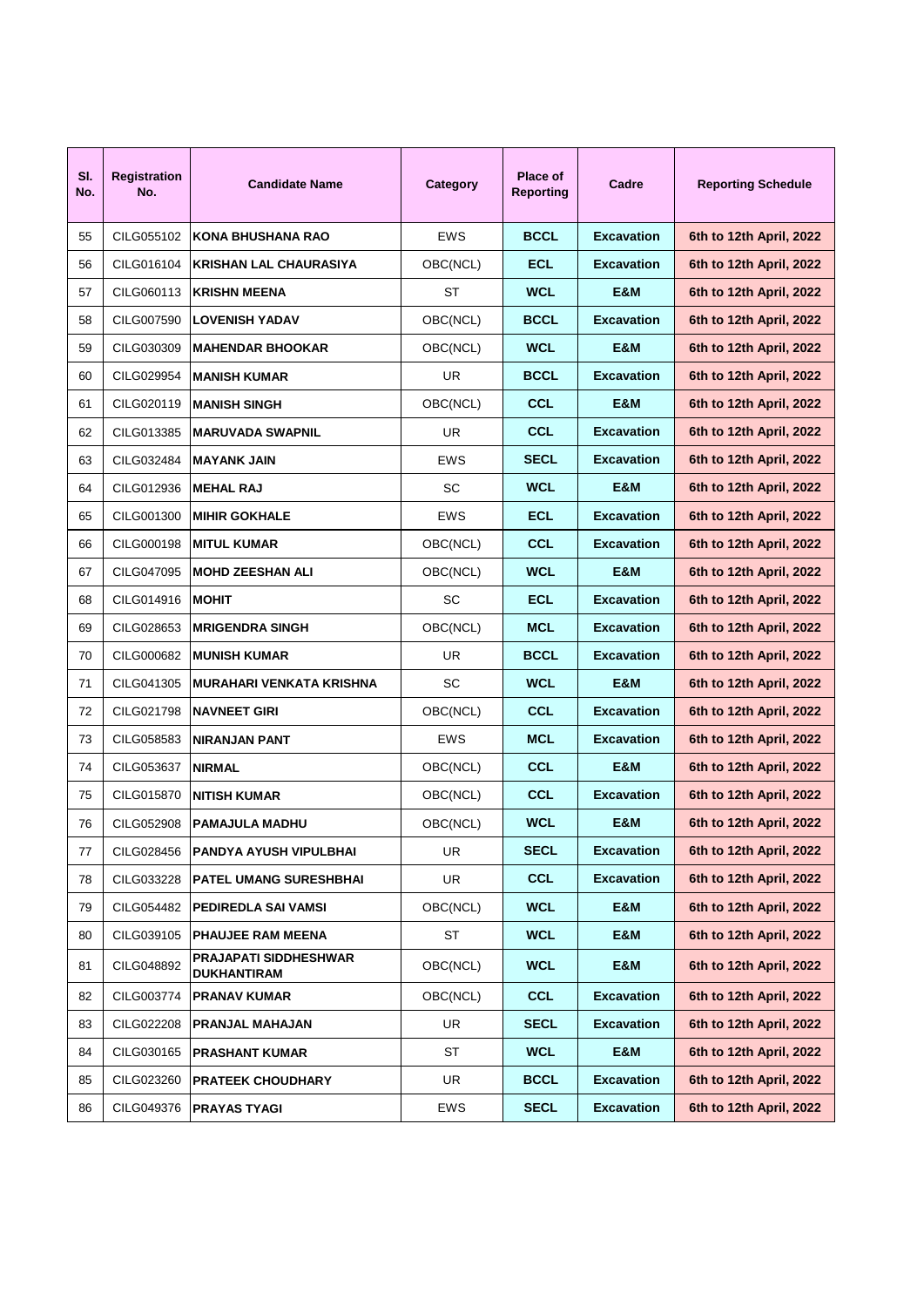| Sl. No. | Registration No. | Candidate Name | Category | Place of Reporting | Cadre | Reporting Schedule |
|---|---|---|---|---|---|---|
| 55 | CILG055102 | **KONA BHUSHANA RAO** | EWS | **BCCL** | **Excavation** | **6th to 12th April, 2022** |
| 56 | CILG016104 | **KRISHAN LAL CHAURASIYA** | OBC(NCL) | **ECL** | **Excavation** | **6th to 12th April, 2022** |
| 57 | CILG060113 | **KRISHN MEENA** | ST | **WCL** | **E&M** | **6th to 12th April, 2022** |
| 58 | CILG007590 | **LOVENISH YADAV** | OBC(NCL) | **BCCL** | **Excavation** | **6th to 12th April, 2022** |
| 59 | CILG030309 | **MAHENDAR BHOOKAR** | OBC(NCL) | **WCL** | **E&M** | **6th to 12th April, 2022** |
| 60 | CILG029954 | **MANISH KUMAR** | UR | **BCCL** | **Excavation** | **6th to 12th April, 2022** |
| 61 | CILG020119 | **MANISH SINGH** | OBC(NCL) | **CCL** | **E&M** | **6th to 12th April, 2022** |
| 62 | CILG013385 | **MARUVADA SWAPNIL** | UR | **CCL** | **Excavation** | **6th to 12th April, 2022** |
| 63 | CILG032484 | **MAYANK JAIN** | EWS | **SECL** | **Excavation** | **6th to 12th April, 2022** |
| 64 | CILG012936 | **MEHAL RAJ** | SC | **WCL** | **E&M** | **6th to 12th April, 2022** |
| 65 | CILG001300 | **MIHIR GOKHALE** | EWS | **ECL** | **Excavation** | **6th to 12th April, 2022** |
| 66 | CILG000198 | **MITUL KUMAR** | OBC(NCL) | **CCL** | **Excavation** | **6th to 12th April, 2022** |
| 67 | CILG047095 | **MOHD ZEESHAN ALI** | OBC(NCL) | **WCL** | **E&M** | **6th to 12th April, 2022** |
| 68 | CILG014916 | **MOHIT** | SC | **ECL** | **Excavation** | **6th to 12th April, 2022** |
| 69 | CILG028653 | **MRIGENDRA SINGH** | OBC(NCL) | **MCL** | **Excavation** | **6th to 12th April, 2022** |
| 70 | CILG000682 | **MUNISH KUMAR** | UR | **BCCL** | **Excavation** | **6th to 12th April, 2022** |
| 71 | CILG041305 | **MURAHARI VENKATA KRISHNA** | SC | **WCL** | **E&M** | **6th to 12th April, 2022** |
| 72 | CILG021798 | **NAVNEET GIRI** | OBC(NCL) | **CCL** | **Excavation** | **6th to 12th April, 2022** |
| 73 | CILG058583 | **NIRANJAN PANT** | EWS | **MCL** | **Excavation** | **6th to 12th April, 2022** |
| 74 | CILG053637 | **NIRMAL** | OBC(NCL) | **CCL** | **E&M** | **6th to 12th April, 2022** |
| 75 | CILG015870 | **NITISH KUMAR** | OBC(NCL) | **CCL** | **Excavation** | **6th to 12th April, 2022** |
| 76 | CILG052908 | **PAMAJULA MADHU** | OBC(NCL) | **WCL** | **E&M** | **6th to 12th April, 2022** |
| 77 | CILG028456 | **PANDYA AYUSH VIPULBHAI** | UR | **SECL** | **Excavation** | **6th to 12th April, 2022** |
| 78 | CILG033228 | **PATEL UMANG SURESHBHAI** | UR | **CCL** | **Excavation** | **6th to 12th April, 2022** |
| 79 | CILG054482 | **PEDIREDLA SAI VAMSI** | OBC(NCL) | **WCL** | **E&M** | **6th to 12th April, 2022** |
| 80 | CILG039105 | **PHAUJEE RAM MEENA** | ST | **WCL** | **E&M** | **6th to 12th April, 2022** |
| 81 | CILG048892 | **PRAJAPATI SIDDHESHWAR DUKHANTIRAM** | OBC(NCL) | **WCL** | **E&M** | **6th to 12th April, 2022** |
| 82 | CILG003774 | **PRANAV KUMAR** | OBC(NCL) | **CCL** | **Excavation** | **6th to 12th April, 2022** |
| 83 | CILG022208 | **PRANJAL MAHAJAN** | UR | **SECL** | **Excavation** | **6th to 12th April, 2022** |
| 84 | CILG030165 | **PRASHANT KUMAR** | ST | **WCL** | **E&M** | **6th to 12th April, 2022** |
| 85 | CILG023260 | **PRATEEK CHOUDHARY** | UR | **BCCL** | **Excavation** | **6th to 12th April, 2022** |
| 86 | CILG049376 | **PRAYAS TYAGI** | EWS | **SECL** | **Excavation** | **6th to 12th April, 2022** |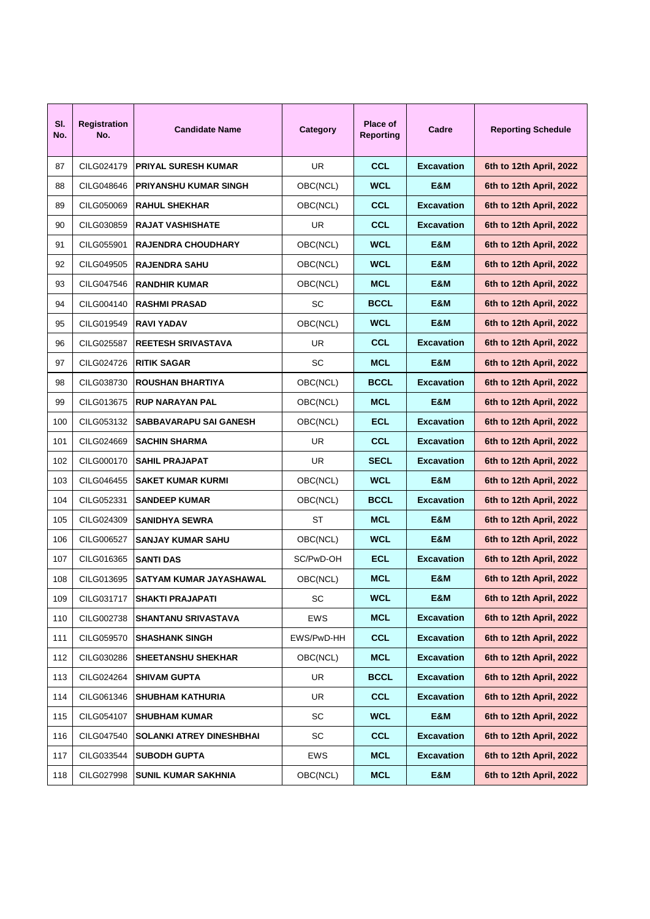| Sl. No. | Registration No. | Candidate Name | Category | Place of Reporting | Cadre | Reporting Schedule |
|---|---|---|---|---|---|---|
| 87 | CILG024179 | **PRIYAL SURESH KUMAR** | UR | **CCL** | **Excavation** | **6th to 12th April, 2022** |
| 88 | CILG048646 | **PRIYANSHU KUMAR SINGH** | OBC(NCL) | **WCL** | **E&M** | **6th to 12th April, 2022** |
| 89 | CILG050069 | **RAHUL SHEKHAR** | OBC(NCL) | **CCL** | **Excavation** | **6th to 12th April, 2022** |
| 90 | CILG030859 | **RAJAT VASHISHATE** | UR | **CCL** | **Excavation** | **6th to 12th April, 2022** |
| 91 | CILG055901 | **RAJENDRA CHOUDHARY** | OBC(NCL) | **WCL** | **E&M** | **6th to 12th April, 2022** |
| 92 | CILG049505 | **RAJENDRA SAHU** | OBC(NCL) | **WCL** | **E&M** | **6th to 12th April, 2022** |
| 93 | CILG047546 | **RANDHIR KUMAR** | OBC(NCL) | **MCL** | **E&M** | **6th to 12th April, 2022** |
| 94 | CILG004140 | **RASHMI PRASAD** | SC | **BCCL** | **E&M** | **6th to 12th April, 2022** |
| 95 | CILG019549 | **RAVI YADAV** | OBC(NCL) | **WCL** | **E&M** | **6th to 12th April, 2022** |
| 96 | CILG025587 | **REETESH SRIVASTAVA** | UR | **CCL** | **Excavation** | **6th to 12th April, 2022** |
| 97 | CILG024726 | **RITIK SAGAR** | SC | **MCL** | **E&M** | **6th to 12th April, 2022** |
| 98 | CILG038730 | **ROUSHAN BHARTIYA** | OBC(NCL) | **BCCL** | **Excavation** | **6th to 12th April, 2022** |
| 99 | CILG013675 | **RUP NARAYAN PAL** | OBC(NCL) | **MCL** | **E&M** | **6th to 12th April, 2022** |
| 100 | CILG053132 | **SABBAVARAPU SAI GANESH** | OBC(NCL) | **ECL** | **Excavation** | **6th to 12th April, 2022** |
| 101 | CILG024669 | **SACHIN SHARMA** | UR | **CCL** | **Excavation** | **6th to 12th April, 2022** |
| 102 | CILG000170 | **SAHIL PRAJAPAT** | UR | **SECL** | **Excavation** | **6th to 12th April, 2022** |
| 103 | CILG046455 | **SAKET KUMAR KURMI** | OBC(NCL) | **WCL** | **E&M** | **6th to 12th April, 2022** |
| 104 | CILG052331 | **SANDEEP KUMAR** | OBC(NCL) | **BCCL** | **Excavation** | **6th to 12th April, 2022** |
| 105 | CILG024309 | **SANIDHYA SEWRA** | ST | **MCL** | **E&M** | **6th to 12th April, 2022** |
| 106 | CILG006527 | **SANJAY KUMAR SAHU** | OBC(NCL) | **WCL** | **E&M** | **6th to 12th April, 2022** |
| 107 | CILG016365 | **SANTI DAS** | SC/PwD-OH | **ECL** | **Excavation** | **6th to 12th April, 2022** |
| 108 | CILG013695 | **SATYAM KUMAR JAYASHAWAL** | OBC(NCL) | **MCL** | **E&M** | **6th to 12th April, 2022** |
| 109 | CILG031717 | **SHAKTI PRAJAPATI** | SC | **WCL** | **E&M** | **6th to 12th April, 2022** |
| 110 | CILG002738 | **SHANTANU SRIVASTAVA** | EWS | **MCL** | **Excavation** | **6th to 12th April, 2022** |
| 111 | CILG059570 | **SHASHANK SINGH** | EWS/PwD-HH | **CCL** | **Excavation** | **6th to 12th April, 2022** |
| 112 | CILG030286 | **SHEETANSHU SHEKHAR** | OBC(NCL) | **MCL** | **Excavation** | **6th to 12th April, 2022** |
| 113 | CILG024264 | **SHIVAM GUPTA** | UR | **BCCL** | **Excavation** | **6th to 12th April, 2022** |
| 114 | CILG061346 | **SHUBHAM KATHURIA** | UR | **CCL** | **Excavation** | **6th to 12th April, 2022** |
| 115 | CILG054107 | **SHUBHAM KUMAR** | SC | **WCL** | **E&M** | **6th to 12th April, 2022** |
| 116 | CILG047540 | **SOLANKI ATREY DINESHBHAI** | SC | **CCL** | **Excavation** | **6th to 12th April, 2022** |
| 117 | CILG033544 | **SUBODH GUPTA** | EWS | **MCL** | **Excavation** | **6th to 12th April, 2022** |
| 118 | CILG027998 | **SUNIL KUMAR SAKHNIA** | OBC(NCL) | **MCL** | **E&M** | **6th to 12th April, 2022** |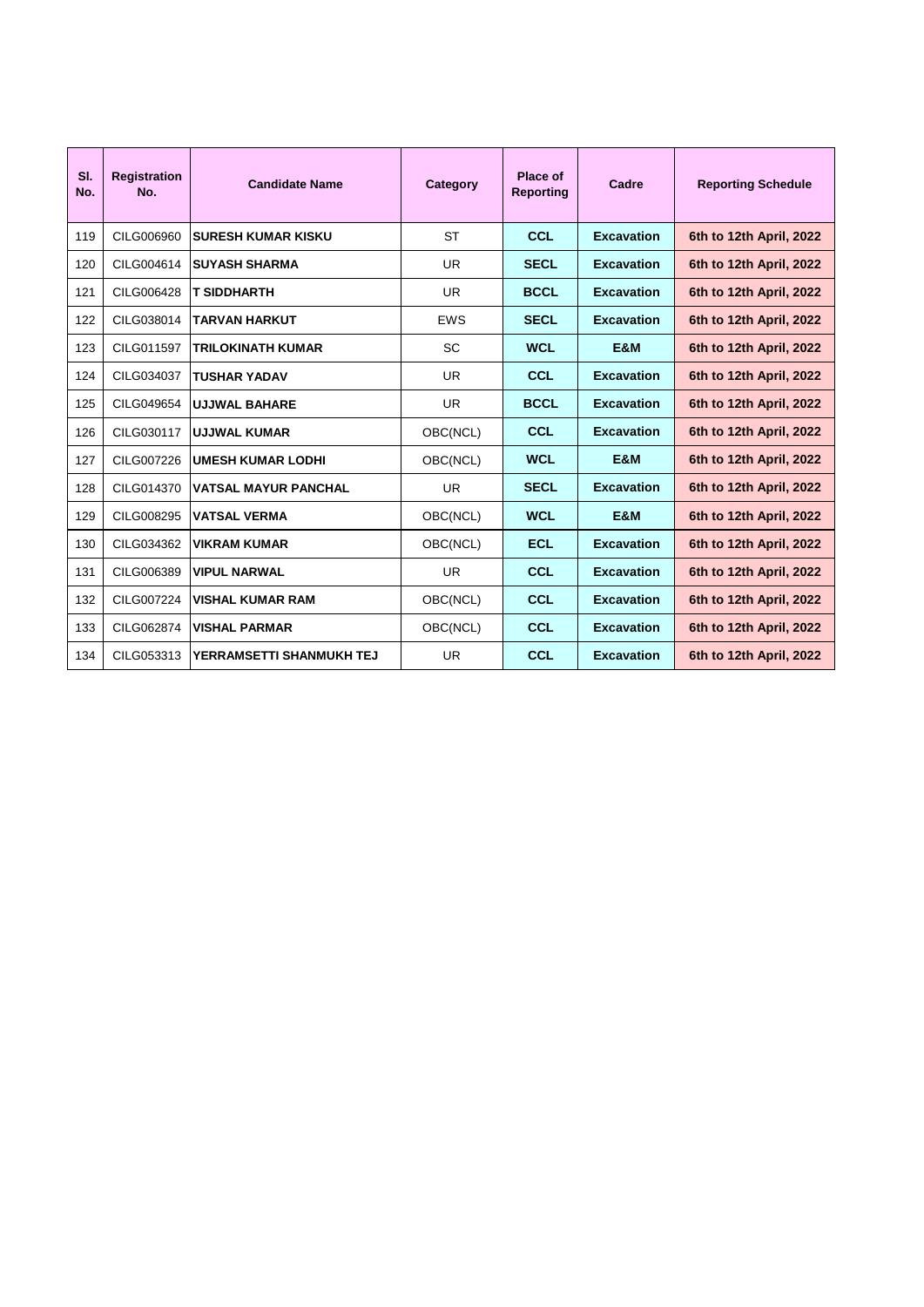| Sl. No. | Registration No. | Candidate Name | Category | Place of Reporting | Cadre | Reporting Schedule |
|---|---|---|---|---|---|---|
| 119 | CILG006960 | **SURESH KUMAR KISKU** | ST | **CCL** | **Excavation** | **6th to 12th April, 2022** |
| 120 | CILG004614 | **SUYASH SHARMA** | UR | **SECL** | **Excavation** | **6th to 12th April, 2022** |
| 121 | CILG006428 | **T SIDDHARTH** | UR | **BCCL** | **Excavation** | **6th to 12th April, 2022** |
| 122 | CILG038014 | **TARVAN HARKUT** | EWS | **SECL** | **Excavation** | **6th to 12th April, 2022** |
| 123 | CILG011597 | **TRILOKINATH KUMAR** | SC | **WCL** | **E&M** | **6th to 12th April, 2022** |
| 124 | CILG034037 | **TUSHAR YADAV** | UR | **CCL** | **Excavation** | **6th to 12th April, 2022** |
| 125 | CILG049654 | **UJJWAL BAHARE** | UR | **BCCL** | **Excavation** | **6th to 12th April, 2022** |
| 126 | CILG030117 | **UJJWAL KUMAR** | OBC(NCL) | **CCL** | **Excavation** | **6th to 12th April, 2022** |
| 127 | CILG007226 | **UMESH KUMAR LODHI** | OBC(NCL) | **WCL** | **E&M** | **6th to 12th April, 2022** |
| 128 | CILG014370 | **VATSAL MAYUR PANCHAL** | UR | **SECL** | **Excavation** | **6th to 12th April, 2022** |
| 129 | CILG008295 | **VATSAL VERMA** | OBC(NCL) | **WCL** | **E&M** | **6th to 12th April, 2022** |
| 130 | CILG034362 | **VIKRAM KUMAR** | OBC(NCL) | **ECL** | **Excavation** | **6th to 12th April, 2022** |
| 131 | CILG006389 | **VIPUL NARWAL** | UR | **CCL** | **Excavation** | **6th to 12th April, 2022** |
| 132 | CILG007224 | **VISHAL KUMAR RAM** | OBC(NCL) | **CCL** | **Excavation** | **6th to 12th April, 2022** |
| 133 | CILG062874 | **VISHAL PARMAR** | OBC(NCL) | **CCL** | **Excavation** | **6th to 12th April, 2022** |
| 134 | CILG053313 | **YERRAMSETTI SHANMUKH TEJ** | UR | **CCL** | **Excavation** | **6th to 12th April, 2022** |